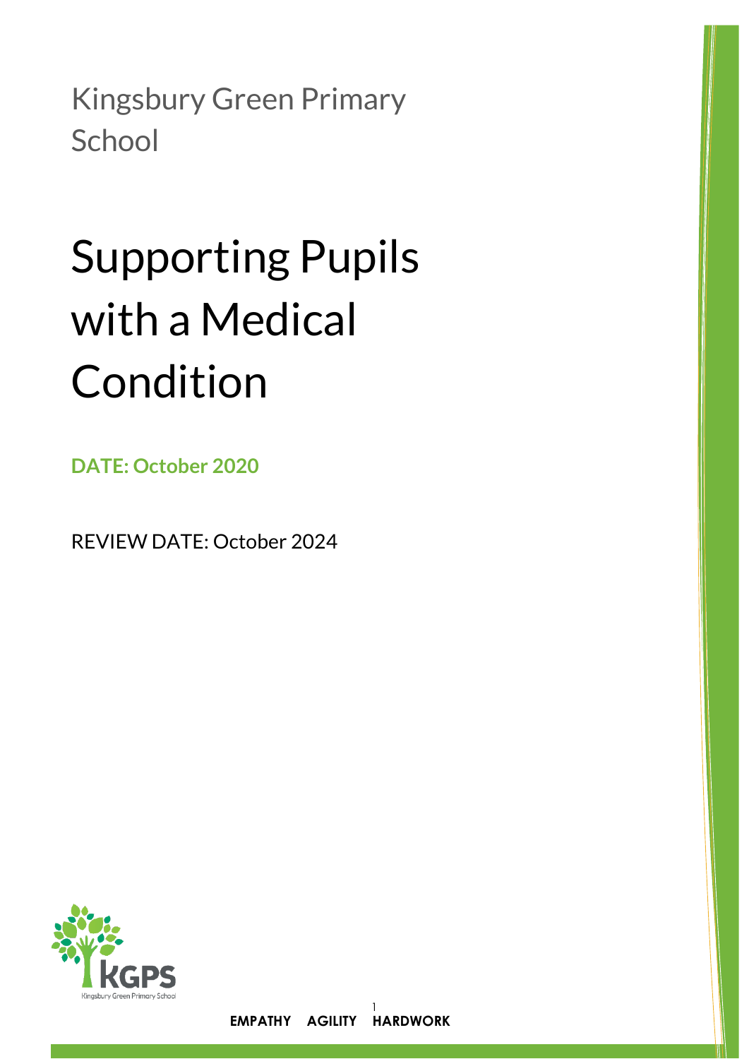Kingsbury Green Primary School

# Supporting Pupils with a Medical Condition

**DATE: October 2020**

REVIEW DATE: October 2024

**EMPATHY AGILITY HARDWORK**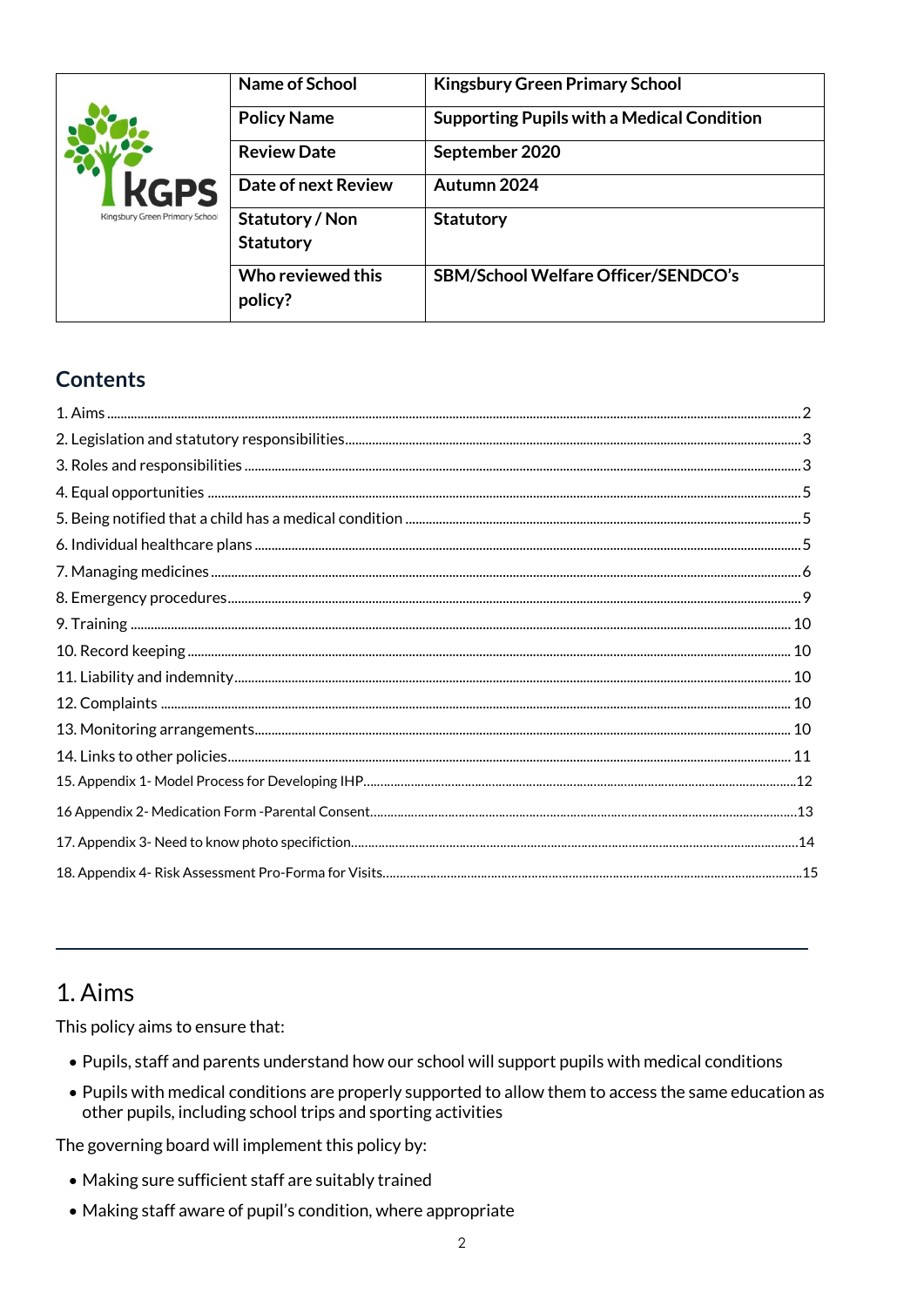| | Name of School | Kingsbury Green Primary School |
|---|---|---|
| | Policy Name | Supporting Pupils with a Medical Condition |
| | Review Date | September 2020 |
| | Date of next Review | Autumn 2024 |
| | Statutory / Non Statutory | Statutory |
| | Who reviewed this policy? | SBM/School Welfare Officer/SENDCO's |

## Contents

1. Aims ..... 2
2. Legislation and statutory responsibilities ..... 3
3. Roles and responsibilities ..... 3
4. Equal opportunities ..... 5
5. Being notified that a child has a medical condition ..... 5
6. Individual healthcare plans ..... 5
7. Managing medicines ..... 6
8. Emergency procedures ..... 9
9. Training ..... 10
10. Record keeping ..... 10
11. Liability and indemnity ..... 10
12. Complaints ..... 10
13. Monitoring arrangements ..... 10
14. Links to other policies ..... 11
15. Appendix 1- Model Process for Developing IHP ..... 12
16 Appendix 2- Medication Form -Parental Consent ..... 13
17. Appendix 3- Need to know photo specification ..... 14
18. Appendix 4- Risk Assessment Pro-Forma for Visits ..... 15

---

# 1. Aims

This policy aims to ensure that:

- Pupils, staff and parents understand how our school will support pupils with medical conditions
- Pupils with medical conditions are properly supported to allow them to access the same education as other pupils, including school trips and sporting activities

The governing board will implement this policy by:

- Making sure sufficient staff are suitably trained
- Making staff aware of pupil's condition, where appropriate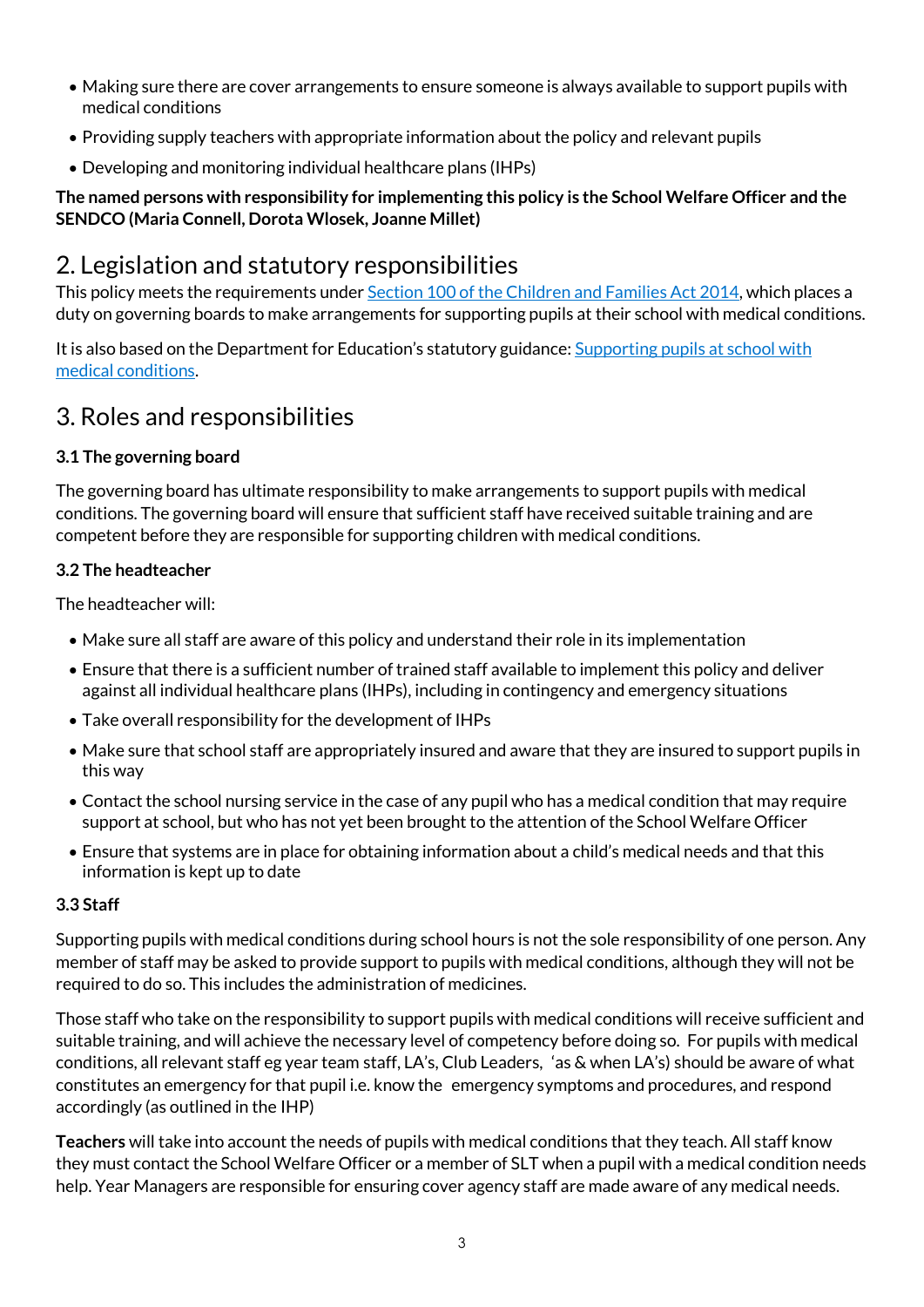- Making sure there are cover arrangements to ensure someone is always available to support pupils with medical conditions
- Providing supply teachers with appropriate information about the policy and relevant pupils
- Developing and monitoring individual healthcare plans (IHPs)

**The named persons with responsibility for implementing this policy is the School Welfare Officer and the SENDCO (Maria Connell, Dorota Wlosek, Joanne Millet)**

## 2. Legislation and statutory responsibilities

This policy meets the requirements under Section 100 of the Children and Families Act 2014, which places a duty on governing boards to make arrangements for supporting pupils at their school with medical conditions.

It is also based on the Department for Education's statutory guidance: Supporting pupils at school with medical conditions.

## 3. Roles and responsibilities

### 3.1 The governing board

The governing board has ultimate responsibility to make arrangements to support pupils with medical conditions. The governing board will ensure that sufficient staff have received suitable training and are competent before they are responsible for supporting children with medical conditions.

### 3.2 The headteacher

The headteacher will:

- Make sure all staff are aware of this policy and understand their role in its implementation
- Ensure that there is a sufficient number of trained staff available to implement this policy and deliver against all individual healthcare plans (IHPs), including in contingency and emergency situations
- Take overall responsibility for the development of IHPs
- Make sure that school staff are appropriately insured and aware that they are insured to support pupils in this way
- Contact the school nursing service in the case of any pupil who has a medical condition that may require support at school, but who has not yet been brought to the attention of the School Welfare Officer
- Ensure that systems are in place for obtaining information about a child's medical needs and that this information is kept up to date

### 3.3 Staff

Supporting pupils with medical conditions during school hours is not the sole responsibility of one person. Any member of staff may be asked to provide support to pupils with medical conditions, although they will not be required to do so. This includes the administration of medicines.

Those staff who take on the responsibility to support pupils with medical conditions will receive sufficient and suitable training, and will achieve the necessary level of competency before doing so. For pupils with medical conditions, all relevant staff eg year team staff, LA's, Club Leaders, 'as & when LA's) should be aware of what constitutes an emergency for that pupil i.e. know the emergency symptoms and procedures, and respond accordingly (as outlined in the IHP)

**Teachers** will take into account the needs of pupils with medical conditions that they teach. All staff know they must contact the School Welfare Officer or a member of SLT when a pupil with a medical condition needs help. Year Managers are responsible for ensuring cover agency staff are made aware of any medical needs.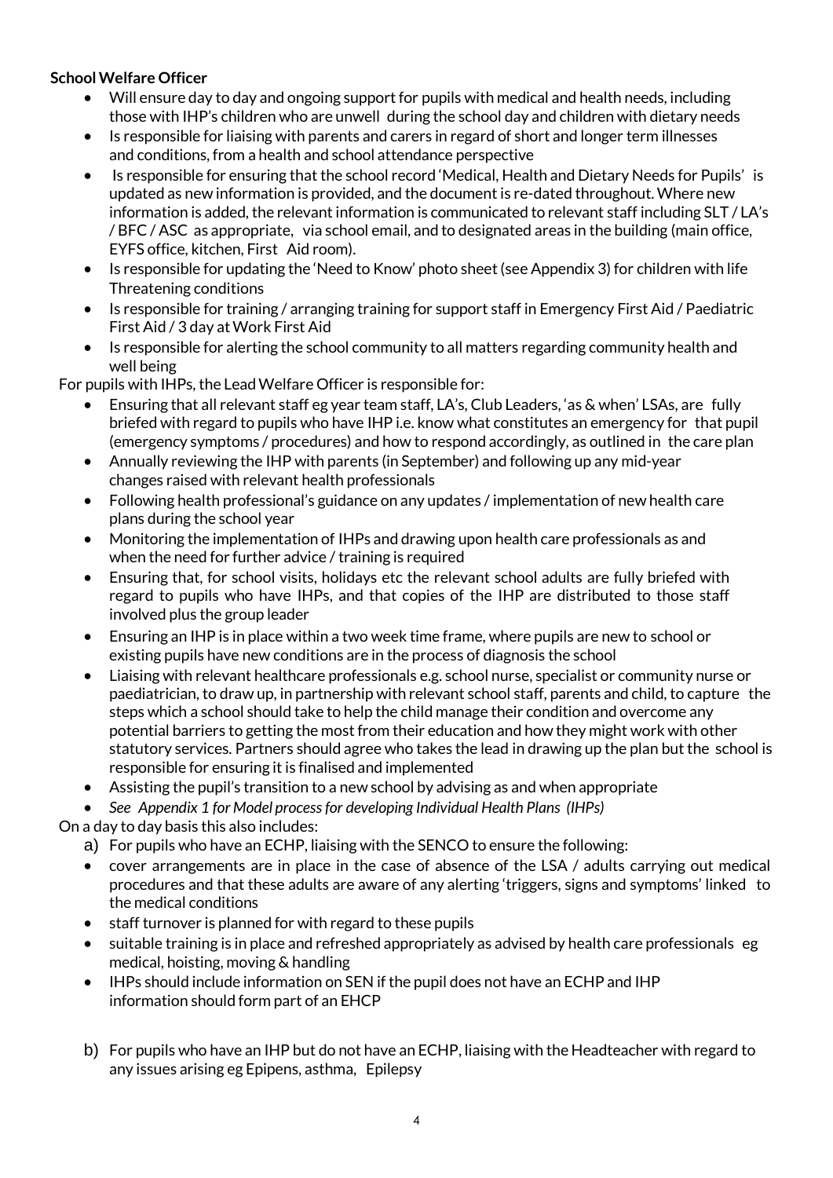**School Welfare Officer**

- Will ensure day to day and ongoing support for pupils with medical and health needs, including those with IHP's children who are unwell during the school day and children with dietary needs
- Is responsible for liaising with parents and carers in regard of short and longer term illnesses and conditions, from a health and school attendance perspective
- Is responsible for ensuring that the school record 'Medical, Health and Dietary Needs for Pupils' is updated as new information is provided, and the document is re-dated throughout. Where new information is added, the relevant information is communicated to relevant staff including SLT / LA's / BFC / ASC as appropriate, via school email, and to designated areas in the building (main office, EYFS office, kitchen, First Aid room).
- Is responsible for updating the 'Need to Know' photo sheet (see Appendix 3) for children with life Threatening conditions
- Is responsible for training / arranging training for support staff in Emergency First Aid / Paediatric First Aid / 3 day at Work First Aid
- Is responsible for alerting the school community to all matters regarding community health and well being

For pupils with IHPs, the Lead Welfare Officer is responsible for:

- Ensuring that all relevant staff eg year team staff, LA's, Club Leaders, 'as & when' LSAs, are fully briefed with regard to pupils who have IHP i.e. know what constitutes an emergency for that pupil (emergency symptoms / procedures) and how to respond accordingly, as outlined in the care plan
- Annually reviewing the IHP with parents (in September) and following up any mid-year changes raised with relevant health professionals
- Following health professional's guidance on any updates / implementation of new health care plans during the school year
- Monitoring the implementation of IHPs and drawing upon health care professionals as and when the need for further advice / training is required
- Ensuring that, for school visits, holidays etc the relevant school adults are fully briefed with regard to pupils who have IHPs, and that copies of the IHP are distributed to those staff involved plus the group leader
- Ensuring an IHP is in place within a two week time frame, where pupils are new to school or existing pupils have new conditions are in the process of diagnosis the school
- Liaising with relevant healthcare professionals e.g. school nurse, specialist or community nurse or paediatrician, to draw up, in partnership with relevant school staff, parents and child, to capture the steps which a school should take to help the child manage their condition and overcome any potential barriers to getting the most from their education and how they might work with other statutory services. Partners should agree who takes the lead in drawing up the plan but the school is responsible for ensuring it is finalised and implemented
- Assisting the pupil's transition to a new school by advising as and when appropriate
- *See Appendix 1 for Model process for developing Individual Health Plans (IHPs)*

On a day to day basis this also includes:

a) For pupils who have an ECHP, liaising with the SENCO to ensure the following:

- cover arrangements are in place in the case of absence of the LSA / adults carrying out medical procedures and that these adults are aware of any alerting 'triggers, signs and symptoms' linked to the medical conditions
- staff turnover is planned for with regard to these pupils
- suitable training is in place and refreshed appropriately as advised by health care professionals eg medical, hoisting, moving & handling
- IHPs should include information on SEN if the pupil does not have an ECHP and IHP information should form part of an EHCP

b) For pupils who have an IHP but do not have an ECHP, liaising with the Headteacher with regard to any issues arising eg Epipens, asthma, Epilepsy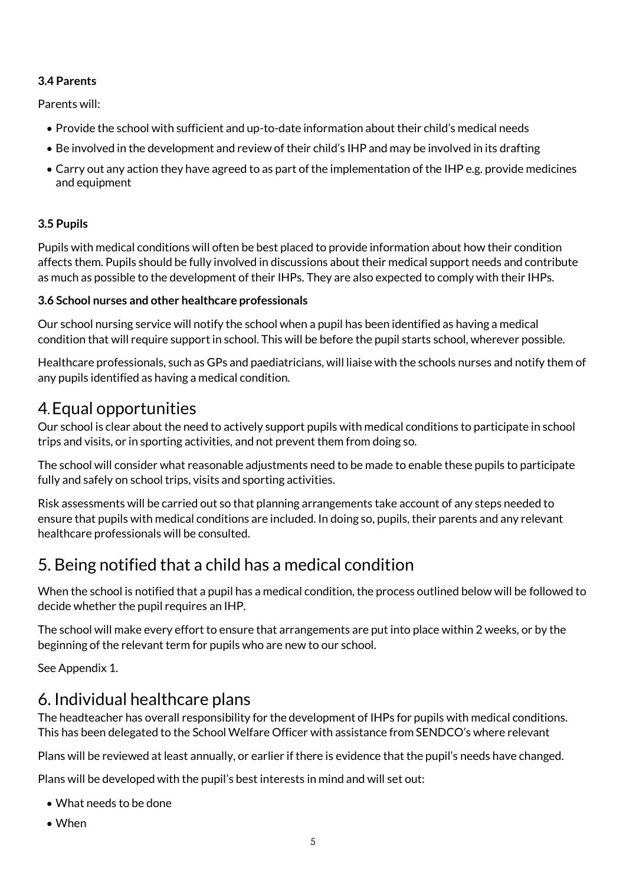### 3.4 Parents

Parents will:

- Provide the school with sufficient and up-to-date information about their child's medical needs
- Be involved in the development and review of their child's IHP and may be involved in its drafting
- Carry out any action they have agreed to as part of the implementation of the IHP e.g. provide medicines and equipment

### 3.5 Pupils

Pupils with medical conditions will often be best placed to provide information about how their condition affects them. Pupils should be fully involved in discussions about their medical support needs and contribute as much as possible to the development of their IHPs. They are also expected to comply with their IHPs.

### 3.6 School nurses and other healthcare professionals

Our school nursing service will notify the school when a pupil has been identified as having a medical condition that will require support in school. This will be before the pupil starts school, wherever possible.

Healthcare professionals, such as GPs and paediatricians, will liaise with the schools nurses and notify them of any pupils identified as having a medical condition.

## 4. Equal opportunities

Our school is clear about the need to actively support pupils with medical conditions to participate in school trips and visits, or in sporting activities, and not prevent them from doing so.

The school will consider what reasonable adjustments need to be made to enable these pupils to participate fully and safely on school trips, visits and sporting activities.

Risk assessments will be carried out so that planning arrangements take account of any steps needed to ensure that pupils with medical conditions are included. In doing so, pupils, their parents and any relevant healthcare professionals will be consulted.

## 5. Being notified that a child has a medical condition

When the school is notified that a pupil has a medical condition, the process outlined below will be followed to decide whether the pupil requires an IHP.

The school will make every effort to ensure that arrangements are put into place within 2 weeks, or by the beginning of the relevant term for pupils who are new to our school.

See Appendix 1.

## 6. Individual healthcare plans

The headteacher has overall responsibility for the development of IHPs for pupils with medical conditions. This has been delegated to the School Welfare Officer with assistance from SENDCO's where relevant

Plans will be reviewed at least annually, or earlier if there is evidence that the pupil's needs have changed.

Plans will be developed with the pupil's best interests in mind and will set out:

- What needs to be done
- When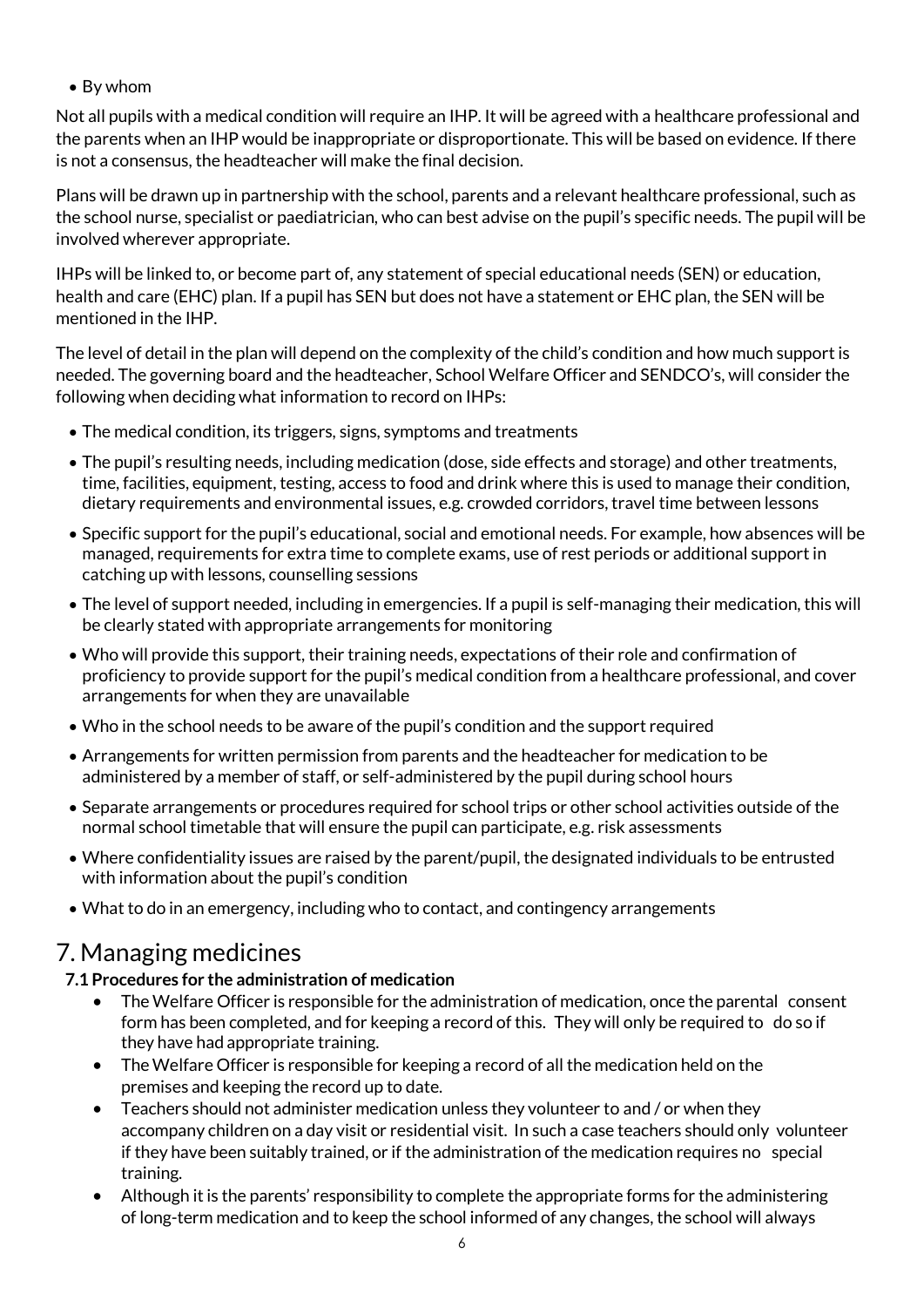- By whom

Not all pupils with a medical condition will require an IHP. It will be agreed with a healthcare professional and the parents when an IHP would be inappropriate or disproportionate. This will be based on evidence. If there is not a consensus, the headteacher will make the final decision.

Plans will be drawn up in partnership with the school, parents and a relevant healthcare professional, such as the school nurse, specialist or paediatrician, who can best advise on the pupil's specific needs. The pupil will be involved wherever appropriate.

IHPs will be linked to, or become part of, any statement of special educational needs (SEN) or education, health and care (EHC) plan. If a pupil has SEN but does not have a statement or EHC plan, the SEN will be mentioned in the IHP.

The level of detail in the plan will depend on the complexity of the child's condition and how much support is needed. The governing board and the headteacher, School Welfare Officer and SENDCO's, will consider the following when deciding what information to record on IHPs:

- The medical condition, its triggers, signs, symptoms and treatments
- The pupil's resulting needs, including medication (dose, side effects and storage) and other treatments, time, facilities, equipment, testing, access to food and drink where this is used to manage their condition, dietary requirements and environmental issues, e.g. crowded corridors, travel time between lessons
- Specific support for the pupil's educational, social and emotional needs. For example, how absences will be managed, requirements for extra time to complete exams, use of rest periods or additional support in catching up with lessons, counselling sessions
- The level of support needed, including in emergencies. If a pupil is self-managing their medication, this will be clearly stated with appropriate arrangements for monitoring
- Who will provide this support, their training needs, expectations of their role and confirmation of proficiency to provide support for the pupil's medical condition from a healthcare professional, and cover arrangements for when they are unavailable
- Who in the school needs to be aware of the pupil's condition and the support required
- Arrangements for written permission from parents and the headteacher for medication to be administered by a member of staff, or self-administered by the pupil during school hours
- Separate arrangements or procedures required for school trips or other school activities outside of the normal school timetable that will ensure the pupil can participate, e.g. risk assessments
- Where confidentiality issues are raised by the parent/pupil, the designated individuals to be entrusted with information about the pupil's condition
- What to do in an emergency, including who to contact, and contingency arrangements

# 7. Managing medicines

### 7.1 Procedures for the administration of medication

- The Welfare Officer is responsible for the administration of medication, once the parental consent form has been completed, and for keeping a record of this. They will only be required to do so if they have had appropriate training.
- The Welfare Officer is responsible for keeping a record of all the medication held on the premises and keeping the record up to date.
- Teachers should not administer medication unless they volunteer to and / or when they accompany children on a day visit or residential visit. In such a case teachers should only volunteer if they have been suitably trained, or if the administration of the medication requires no special training.
- Although it is the parents' responsibility to complete the appropriate forms for the administering of long-term medication and to keep the school informed of any changes, the school will always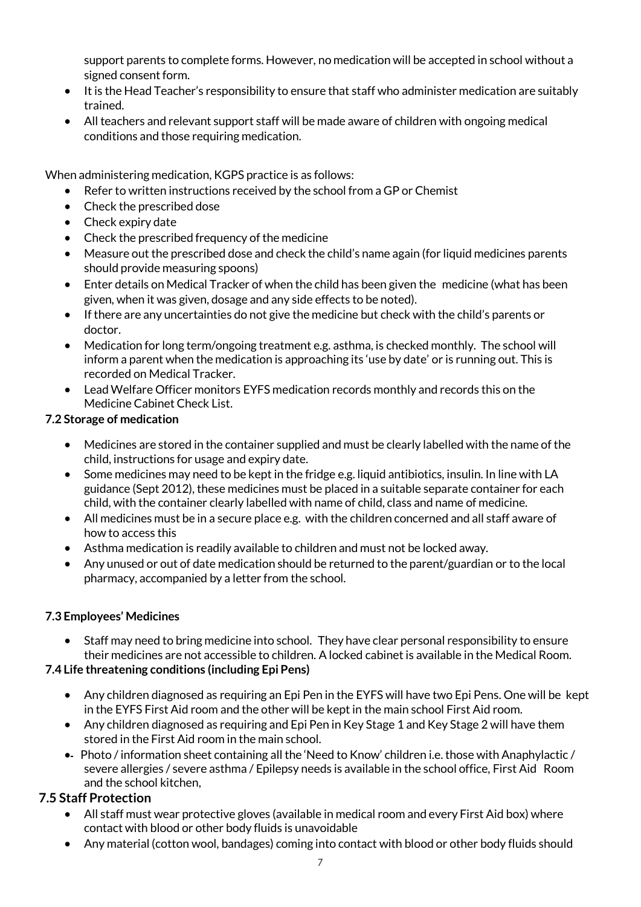support parents to complete forms. However, no medication will be accepted in school without a signed consent form.

- It is the Head Teacher's responsibility to ensure that staff who administer medication are suitably trained.
- All teachers and relevant support staff will be made aware of children with ongoing medical conditions and those requiring medication.

When administering medication, KGPS practice is as follows:

- Refer to written instructions received by the school from a GP or Chemist
- Check the prescribed dose
- Check expiry date
- Check the prescribed frequency of the medicine
- Measure out the prescribed dose and check the child's name again (for liquid medicines parents should provide measuring spoons)
- Enter details on Medical Tracker of when the child has been given the medicine (what has been given, when it was given, dosage and any side effects to be noted).
- If there are any uncertainties do not give the medicine but check with the child's parents or doctor.
- Medication for long term/ongoing treatment e.g. asthma, is checked monthly. The school will inform a parent when the medication is approaching its 'use by date' or is running out. This is recorded on Medical Tracker.
- Lead Welfare Officer monitors EYFS medication records monthly and records this on the Medicine Cabinet Check List.

### 7.2 Storage of medication

- Medicines are stored in the container supplied and must be clearly labelled with the name of the child, instructions for usage and expiry date.
- Some medicines may need to be kept in the fridge e.g. liquid antibiotics, insulin. In line with LA guidance (Sept 2012), these medicines must be placed in a suitable separate container for each child, with the container clearly labelled with name of child, class and name of medicine.
- All medicines must be in a secure place e.g. with the children concerned and all staff aware of how to access this
- Asthma medication is readily available to children and must not be locked away.
- Any unused or out of date medication should be returned to the parent/guardian or to the local pharmacy, accompanied by a letter from the school.

### 7.3 Employees' Medicines

- Staff may need to bring medicine into school. They have clear personal responsibility to ensure their medicines are not accessible to children. A locked cabinet is available in the Medical Room.

### 7.4 Life threatening conditions (including Epi Pens)

- Any children diagnosed as requiring an Epi Pen in the EYFS will have two Epi Pens. One will be kept in the EYFS First Aid room and the other will be kept in the main school First Aid room.
- Any children diagnosed as requiring and Epi Pen in Key Stage 1 and Key Stage 2 will have them stored in the First Aid room in the main school.
- Photo / information sheet containing all the 'Need to Know' children i.e. those with Anaphylactic / severe allergies / severe asthma / Epilepsy needs is available in the school office, First Aid Room and the school kitchen,

## 7.5 Staff Protection

- All staff must wear protective gloves (available in medical room and every First Aid box) where contact with blood or other body fluids is unavoidable
- Any material (cotton wool, bandages) coming into contact with blood or other body fluids should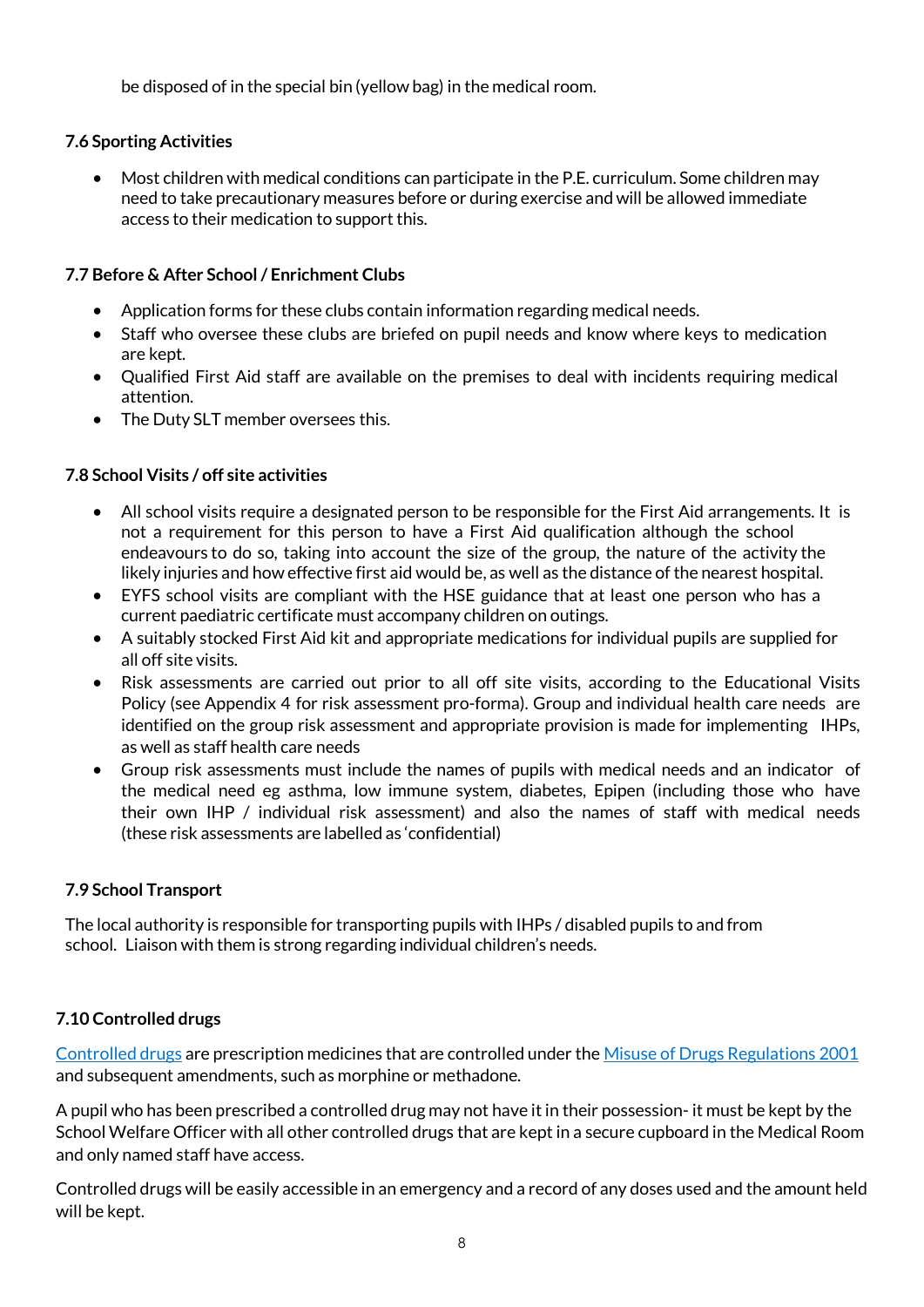be disposed of in the special bin (yellow bag) in the medical room.

### 7.6 Sporting Activities

- Most children with medical conditions can participate in the P.E. curriculum. Some children may need to take precautionary measures before or during exercise and will be allowed immediate access to their medication to support this.

### 7.7 Before & After School / Enrichment Clubs

- Application forms for these clubs contain information regarding medical needs.
- Staff who oversee these clubs are briefed on pupil needs and know where keys to medication are kept.
- Qualified First Aid staff are available on the premises to deal with incidents requiring medical attention.
- The Duty SLT member oversees this.

### 7.8 School Visits / off site activities

- All school visits require a designated person to be responsible for the First Aid arrangements. It is not a requirement for this person to have a First Aid qualification although the school endeavours to do so, taking into account the size of the group, the nature of the activity the likely injuries and how effective first aid would be, as well as the distance of the nearest hospital.
- EYFS school visits are compliant with the HSE guidance that at least one person who has a current paediatric certificate must accompany children on outings.
- A suitably stocked First Aid kit and appropriate medications for individual pupils are supplied for all off site visits.
- Risk assessments are carried out prior to all off site visits, according to the Educational Visits Policy (see Appendix 4 for risk assessment pro-forma). Group and individual health care needs are identified on the group risk assessment and appropriate provision is made for implementing IHPs, as well as staff health care needs
- Group risk assessments must include the names of pupils with medical needs and an indicator of the medical need eg asthma, low immune system, diabetes, Epipen (including those who have their own IHP / individual risk assessment) and also the names of staff with medical needs (these risk assessments are labelled as 'confidential)

### 7.9 School Transport

The local authority is responsible for transporting pupils with IHPs / disabled pupils to and from school. Liaison with them is strong regarding individual children's needs.

### 7.10 Controlled drugs

Controlled drugs are prescription medicines that are controlled under the Misuse of Drugs Regulations 2001 and subsequent amendments, such as morphine or methadone.

A pupil who has been prescribed a controlled drug may not have it in their possession- it must be kept by the School Welfare Officer with all other controlled drugs that are kept in a secure cupboard in the Medical Room and only named staff have access.

Controlled drugs will be easily accessible in an emergency and a record of any doses used and the amount held will be kept.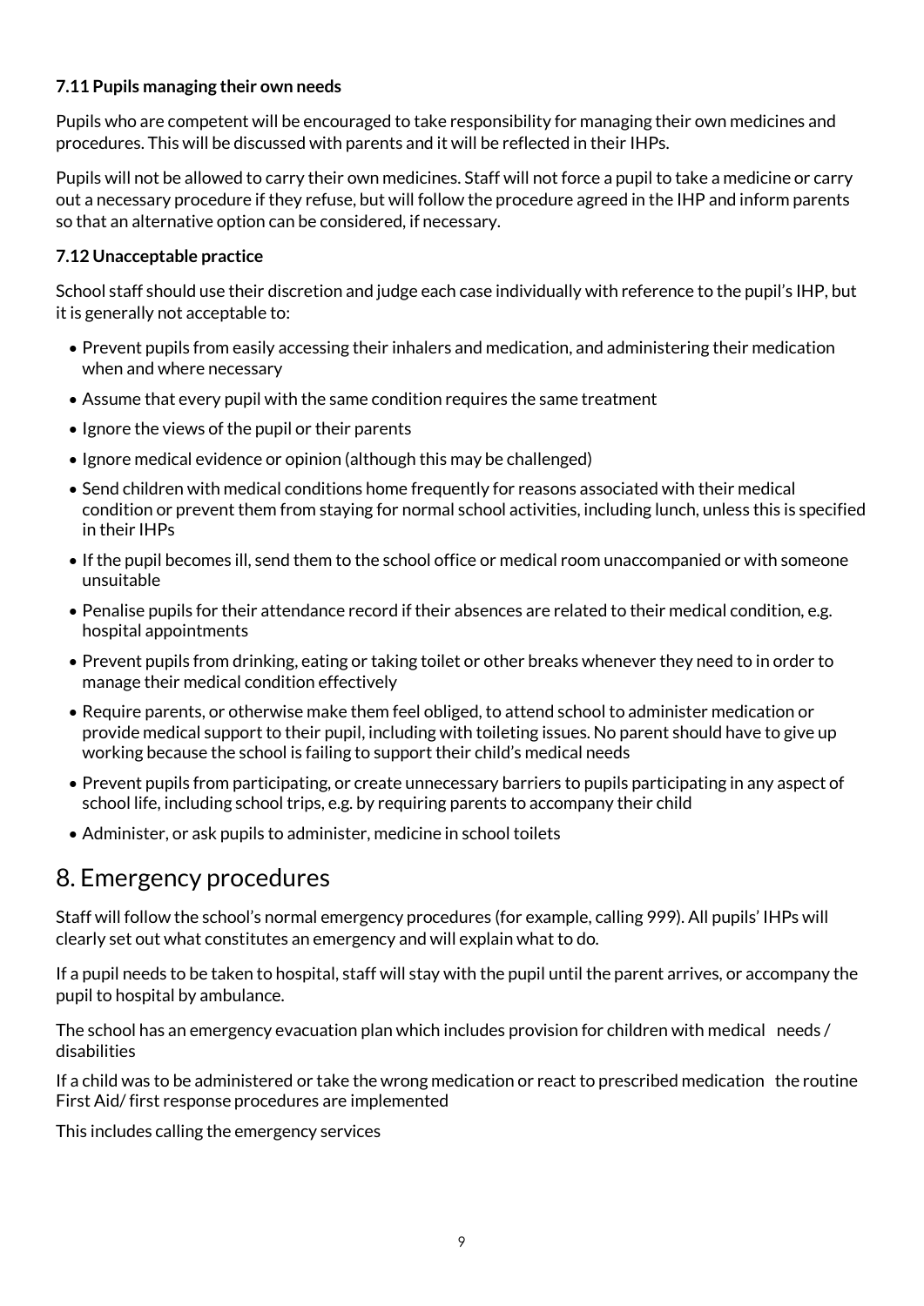### 7.11 Pupils managing their own needs

Pupils who are competent will be encouraged to take responsibility for managing their own medicines and procedures. This will be discussed with parents and it will be reflected in their IHPs.

Pupils will not be allowed to carry their own medicines. Staff will not force a pupil to take a medicine or carry out a necessary procedure if they refuse, but will follow the procedure agreed in the IHP and inform parents so that an alternative option can be considered, if necessary.

### 7.12 Unacceptable practice

School staff should use their discretion and judge each case individually with reference to the pupil's IHP, but it is generally not acceptable to:

- Prevent pupils from easily accessing their inhalers and medication, and administering their medication when and where necessary
- Assume that every pupil with the same condition requires the same treatment
- Ignore the views of the pupil or their parents
- Ignore medical evidence or opinion (although this may be challenged)
- Send children with medical conditions home frequently for reasons associated with their medical condition or prevent them from staying for normal school activities, including lunch, unless this is specified in their IHPs
- If the pupil becomes ill, send them to the school office or medical room unaccompanied or with someone unsuitable
- Penalise pupils for their attendance record if their absences are related to their medical condition, e.g. hospital appointments
- Prevent pupils from drinking, eating or taking toilet or other breaks whenever they need to in order to manage their medical condition effectively
- Require parents, or otherwise make them feel obliged, to attend school to administer medication or provide medical support to their pupil, including with toileting issues. No parent should have to give up working because the school is failing to support their child's medical needs
- Prevent pupils from participating, or create unnecessary barriers to pupils participating in any aspect of school life, including school trips, e.g. by requiring parents to accompany their child
- Administer, or ask pupils to administer, medicine in school toilets

## 8. Emergency procedures

Staff will follow the school's normal emergency procedures (for example, calling 999). All pupils' IHPs will clearly set out what constitutes an emergency and will explain what to do.

If a pupil needs to be taken to hospital, staff will stay with the pupil until the parent arrives, or accompany the pupil to hospital by ambulance.

The school has an emergency evacuation plan which includes provision for children with medical needs / disabilities

If a child was to be administered or take the wrong medication or react to prescribed medication the routine First Aid/ first response procedures are implemented

This includes calling the emergency services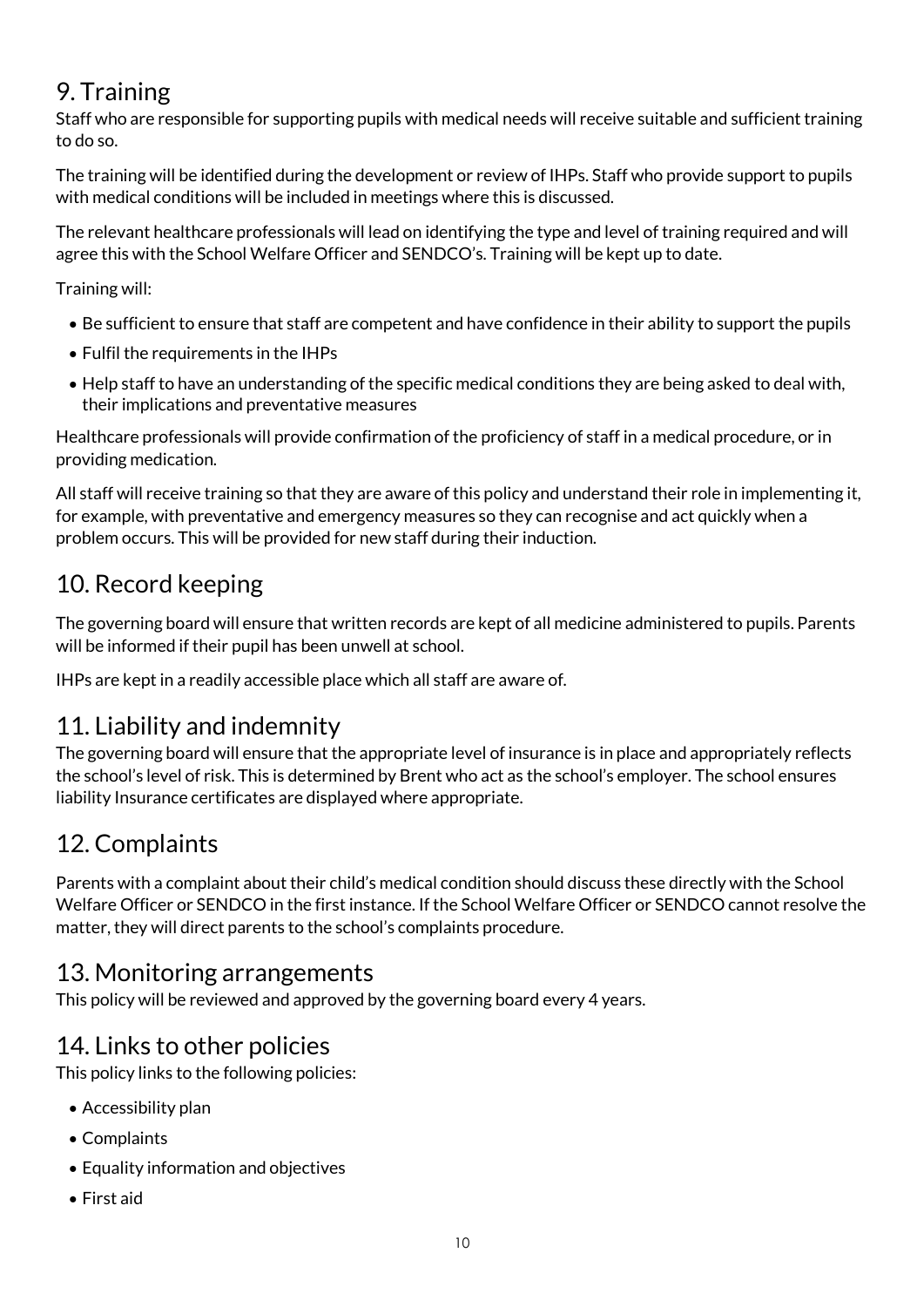## 9. Training

Staff who are responsible for supporting pupils with medical needs will receive suitable and sufficient training to do so.

The training will be identified during the development or review of IHPs. Staff who provide support to pupils with medical conditions will be included in meetings where this is discussed.

The relevant healthcare professionals will lead on identifying the type and level of training required and will agree this with the School Welfare Officer and SENDCO's. Training will be kept up to date.

Training will:

- Be sufficient to ensure that staff are competent and have confidence in their ability to support the pupils
- Fulfil the requirements in the IHPs
- Help staff to have an understanding of the specific medical conditions they are being asked to deal with, their implications and preventative measures

Healthcare professionals will provide confirmation of the proficiency of staff in a medical procedure, or in providing medication.

All staff will receive training so that they are aware of this policy and understand their role in implementing it, for example, with preventative and emergency measures so they can recognise and act quickly when a problem occurs. This will be provided for new staff during their induction.

## 10. Record keeping

The governing board will ensure that written records are kept of all medicine administered to pupils. Parents will be informed if their pupil has been unwell at school.

IHPs are kept in a readily accessible place which all staff are aware of.

## 11. Liability and indemnity

The governing board will ensure that the appropriate level of insurance is in place and appropriately reflects the school's level of risk. This is determined by Brent who act as the school's employer. The school ensures liability Insurance certificates are displayed where appropriate.

## 12. Complaints

Parents with a complaint about their child's medical condition should discuss these directly with the School Welfare Officer or SENDCO in the first instance. If the School Welfare Officer or SENDCO cannot resolve the matter, they will direct parents to the school's complaints procedure.

## 13. Monitoring arrangements

This policy will be reviewed and approved by the governing board every 4 years.

## 14. Links to other policies

This policy links to the following policies:

- Accessibility plan
- Complaints
- Equality information and objectives
- First aid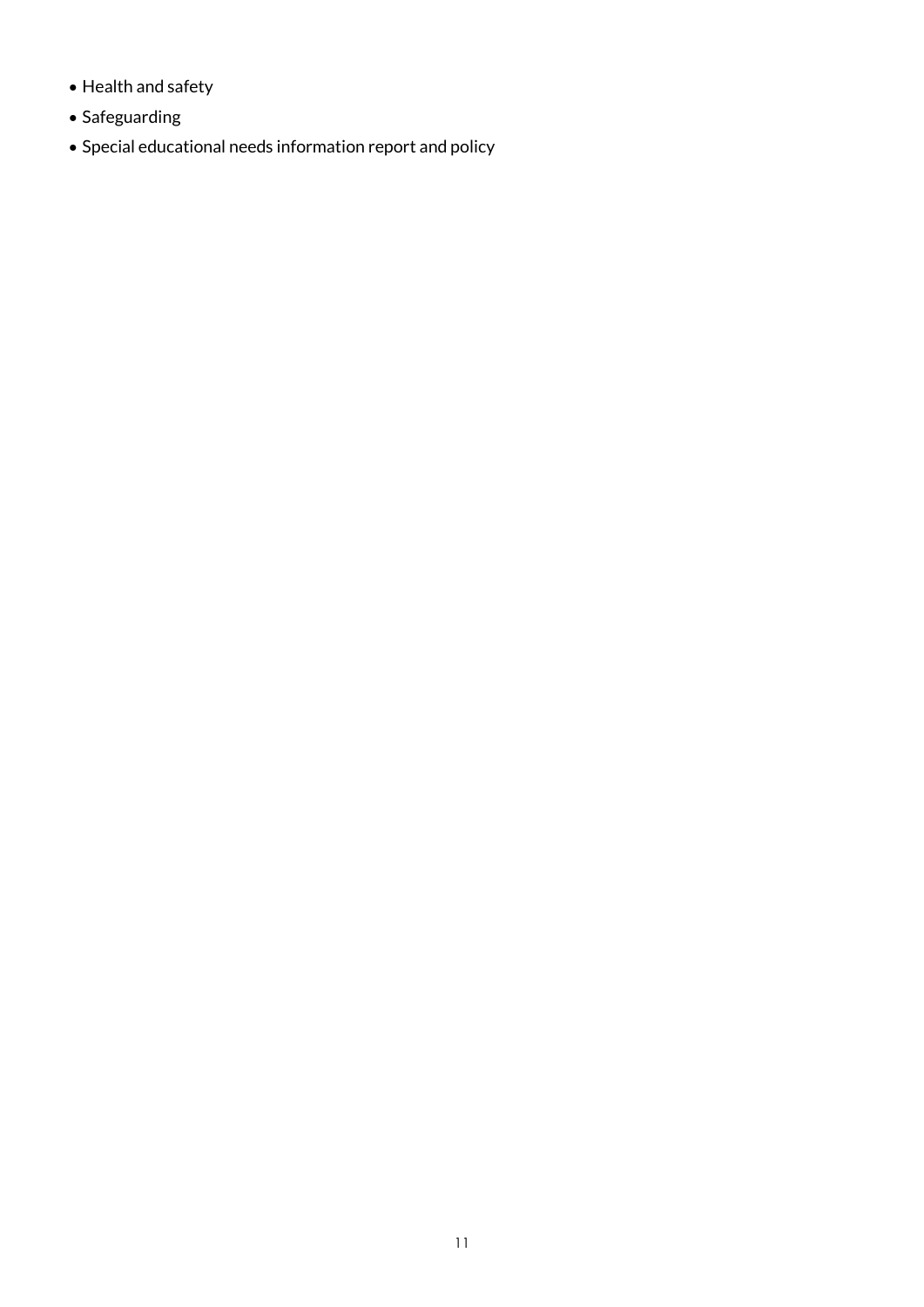- Health and safety
- Safeguarding
- Special educational needs information report and policy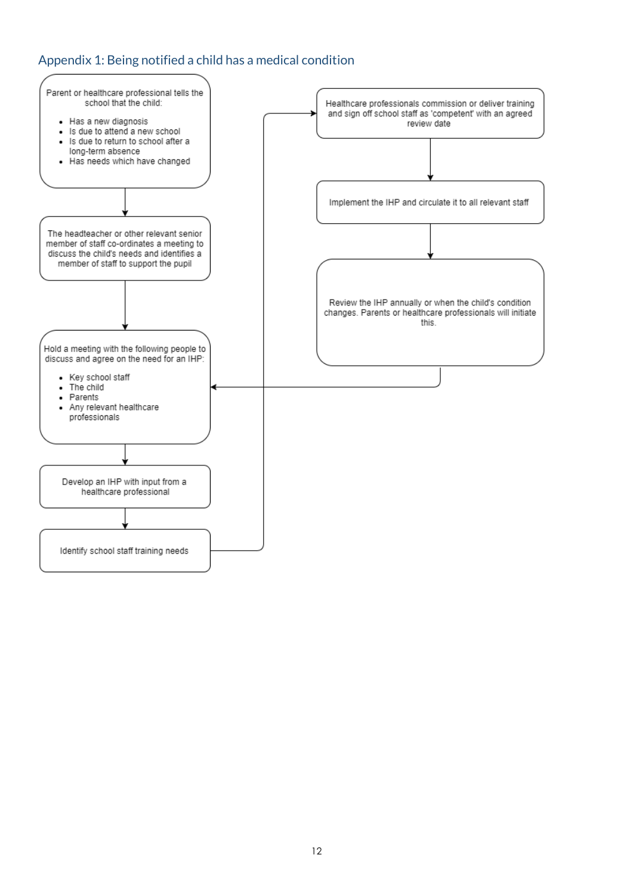## Appendix 1: Being notified a child has a medical condition

Parent or healthcare professional tells the school that the child:

- Has a new diagnosis
- Is due to attend a new school
- Is due to return to school after a long-term absence
- Has needs which have changed

The headteacher or other relevant senior member of staff co-ordinates a meeting to discuss the child's needs and identifies a member of staff to support the pupil

Hold a meeting with the following people to discuss and agree on the need for an IHP:

- Key school staff
- The child
- Parents
- Any relevant healthcare professionals

Develop an IHP with input from a healthcare professional

Identify school staff training needs

Healthcare professionals commission or deliver training and sign off school staff as 'competent' with an agreed review date

Implement the IHP and circulate it to all relevant staff

Review the IHP annually or when the child's condition changes. Parents or healthcare professionals will initiate this.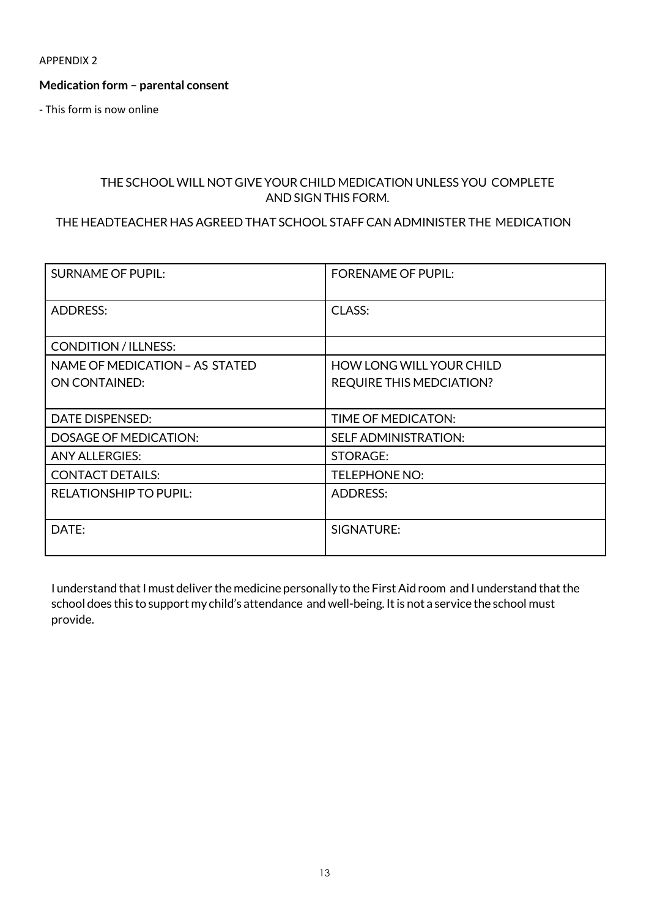APPENDIX 2

**Medication form – parental consent**

- This form is now online

THE SCHOOL WILL NOT GIVE YOUR CHILD MEDICATION UNLESS YOU COMPLETE AND SIGN THIS FORM.

THE HEADTEACHER HAS AGREED THAT SCHOOL STAFF CAN ADMINISTER THE MEDICATION

| SURNAME OF PUPIL: | FORENAME OF PUPIL: |
|---|---|
| ADDRESS: | CLASS: |
| CONDITION / ILLNESS: | |
| NAME OF MEDICATION – AS STATED ON CONTAINED: | HOW LONG WILL YOUR CHILD REQUIRE THIS MEDCIATION? |
| DATE DISPENSED: | TIME OF MEDICATON: |
| DOSAGE OF MEDICATION: | SELF ADMINISTRATION: |
| ANY ALLERGIES: | STORAGE: |
| CONTACT DETAILS: | TELEPHONE NO: |
| RELATIONSHIP TO PUPIL: | ADDRESS: |
| DATE: | SIGNATURE: |

I understand that I must deliver the medicine personally to the First Aid room and I understand that the school does this to support my child's attendance and well-being. It is not a service the school must provide.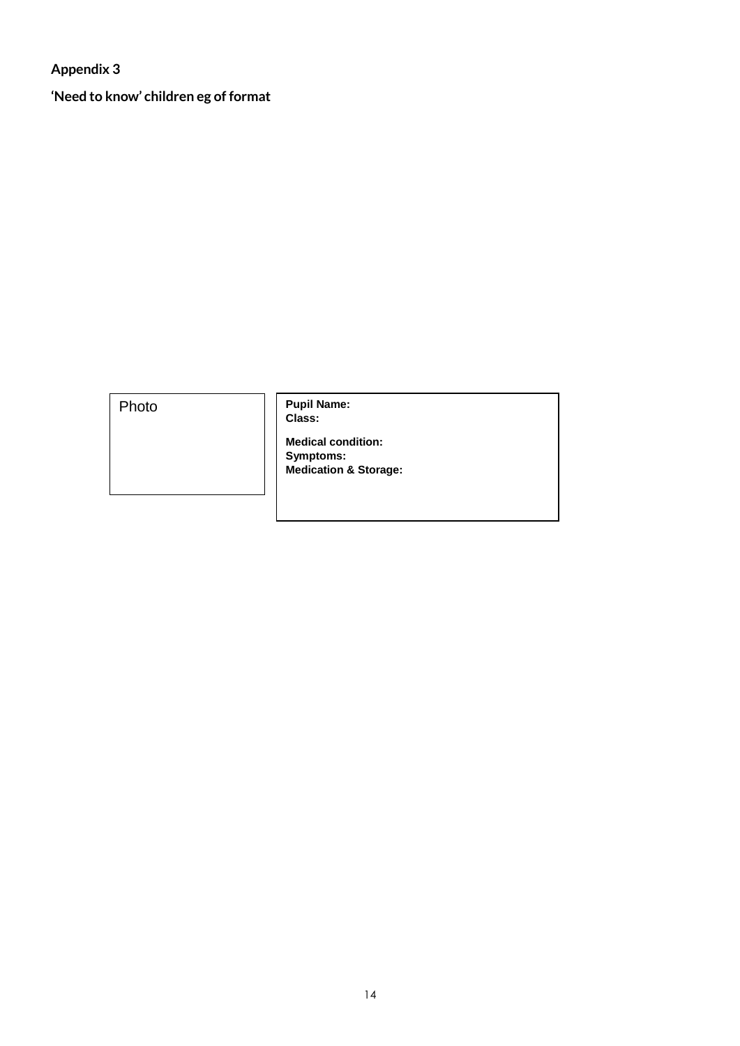**Appendix 3**

**'Need to know' children eg of format**

| Photo | **Pupil Name:**<br>**Class:**<br><br>**Medical condition:**<br>**Symptoms:**<br>**Medication & Storage:** |
|---|---|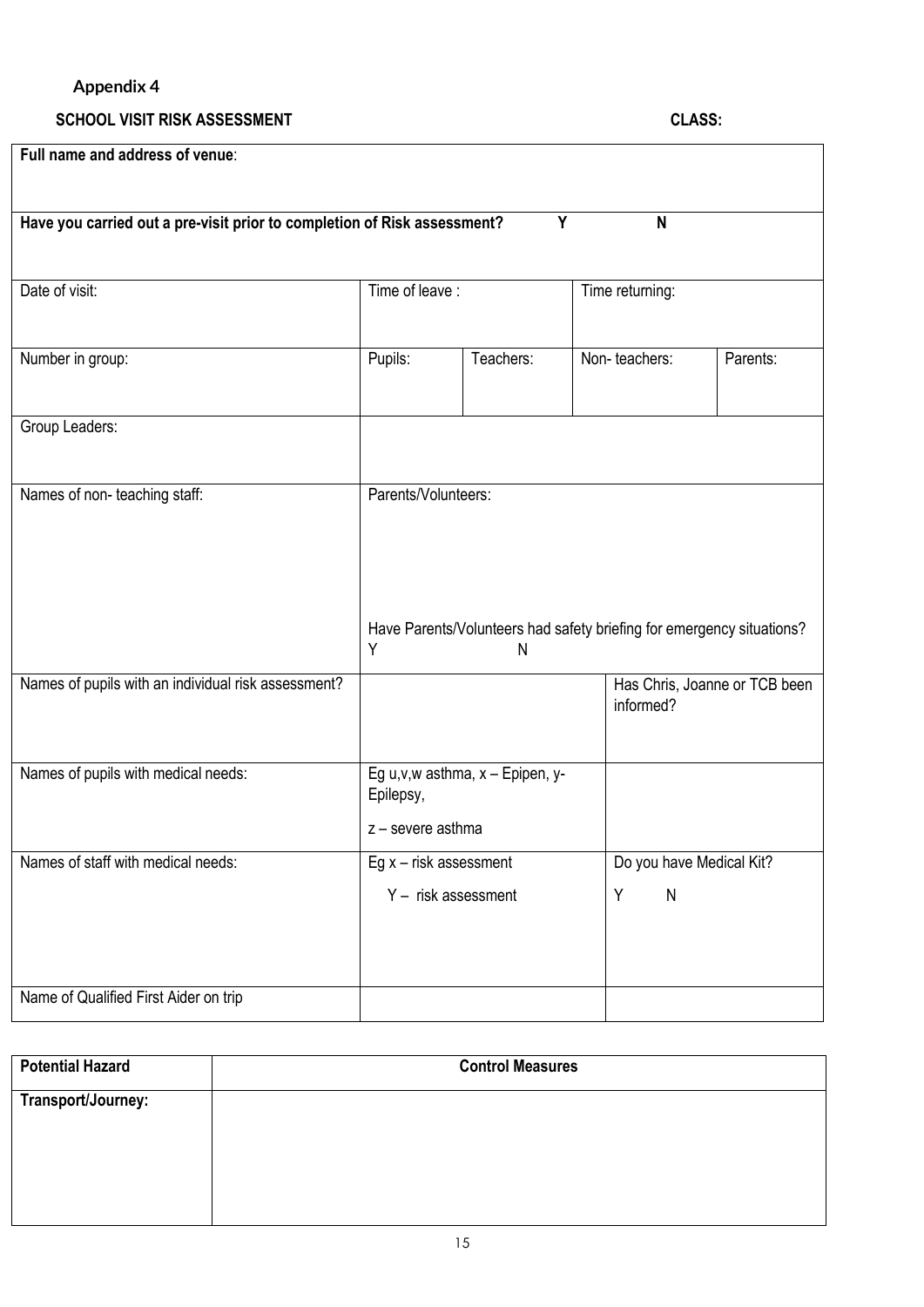**Appendix 4**

**SCHOOL VISIT RISK ASSESSMENT** **CLASS:**

| **Full name and address of venue**: | | | | |
|---|---|---|---|---|
| **Have you carried out a pre-visit prior to completion of Risk assessment? Y N** | | | | |
| Date of visit: | Time of leave : | | Time returning: | |
| Number in group: | Pupils: | Teachers: | Non- teachers: | Parents: |
| Group Leaders: | | | | |
| Names of non- teaching staff: | Parents/Volunteers:<br><br>Have Parents/Volunteers had safety briefing for emergency situations?<br>Y N | | | |
| Names of pupils with an individual risk assessment? | | | Has Chris, Joanne or TCB been informed? | |
| Names of pupils with medical needs: | Eg u,v,w asthma, x – Epipen, y-Epilepsy,<br>z – severe asthma | | | |
| Names of staff with medical needs: | Eg x – risk assessment<br>Y – risk assessment | | Do you have Medical Kit?<br>Y N | |
| Name of Qualified First Aider on trip | | | | |

| **Potential Hazard** | **Control Measures** |
|---|---|
| **Transport/Journey:** | |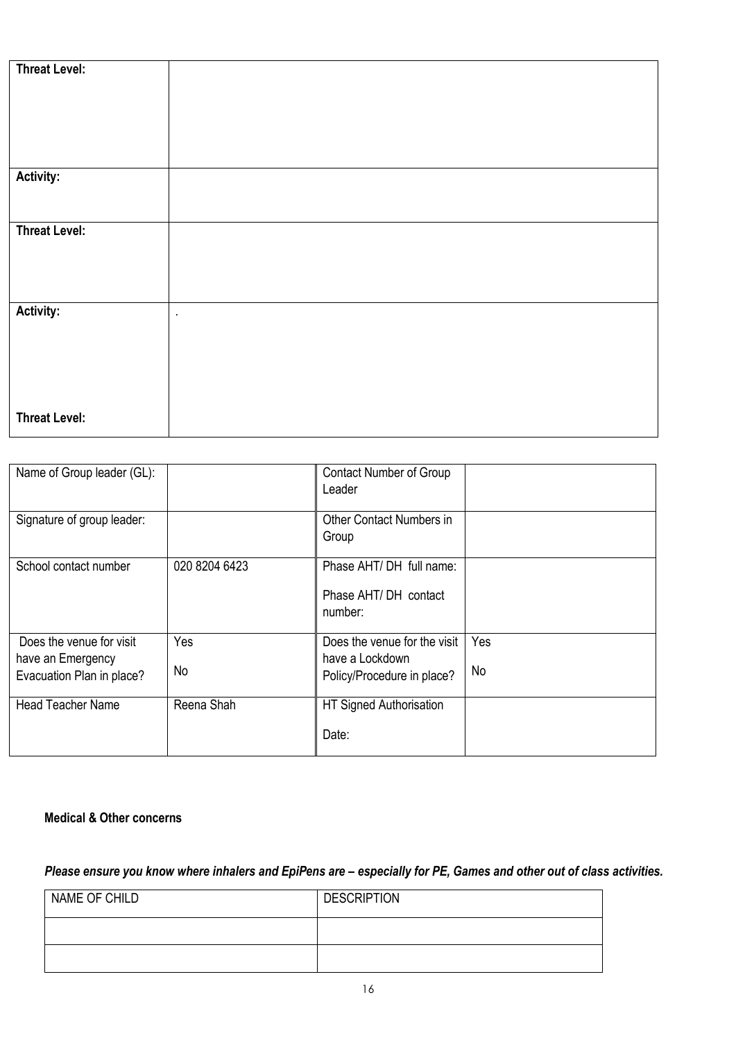| | |
|---|---|
| **Threat Level:** | |
| **Activity:** | |
| **Threat Level:** | |
| **Activity:** | . |
| **Threat Level:** | |

| | | | |
|---|---|---|---|
| Name of Group leader (GL): | | Contact Number of Group Leader | |
| Signature of group leader: | | Other Contact Numbers in Group | |
| School contact number | 020 8204 6423 | Phase AHT/ DH full name:<br><br>Phase AHT/ DH contact number: | |
| Does the venue for visit have an Emergency Evacuation Plan in place? | Yes<br><br>No | Does the venue for the visit have a Lockdown Policy/Procedure in place? | Yes<br><br>No |
| Head Teacher Name | Reena Shah | HT Signed Authorisation<br><br>Date: | |

**Medical & Other concerns**

***Please ensure you know where inhalers and EpiPens are – especially for PE, Games and other out of class activities.***

| NAME OF CHILD | DESCRIPTION |
|---|---|
| | |
| | |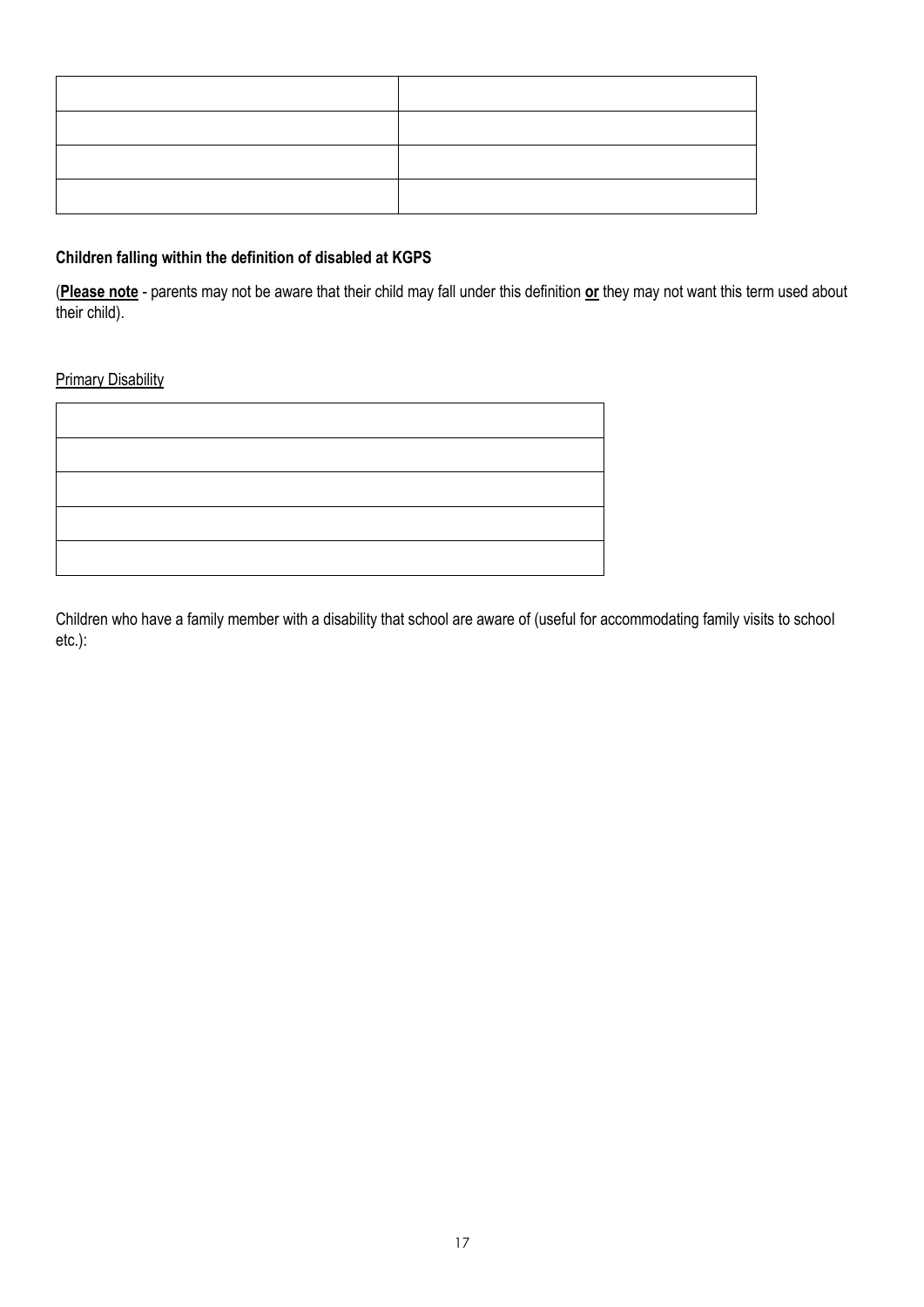| | |
|---|---|
| | |
| | |
| | |

**Children falling within the definition of disabled at KGPS**

(**Please note** - parents may not be aware that their child may fall under this definition **or** they may not want this term used about their child).

Primary Disability

| |
|---|
| |
| |
| |
| |

Children who have a family member with a disability that school are aware of (useful for accommodating family visits to school etc.):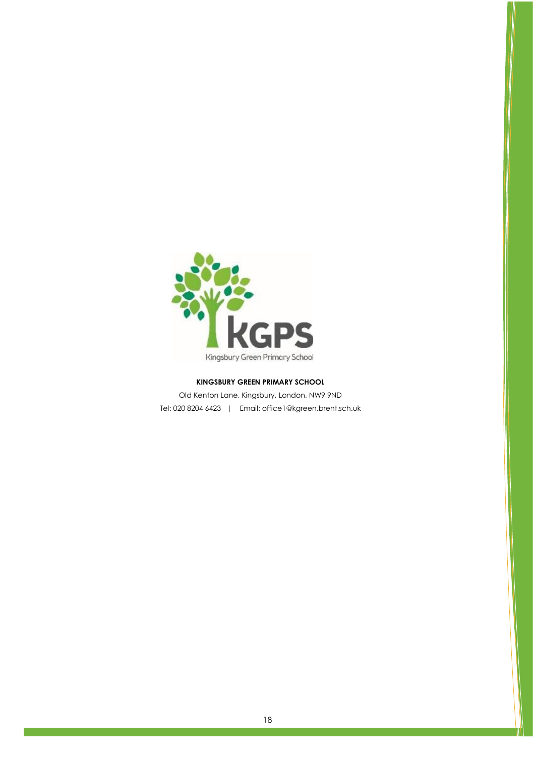KGPS

Kingsbury Green Primary School

**KINGSBURY GREEN PRIMARY SCHOOL**

Old Kenton Lane, Kingsbury, London, NW9 9ND

Tel: 020 8204 6423 | Email: office1@kgreen.brent.sch.uk